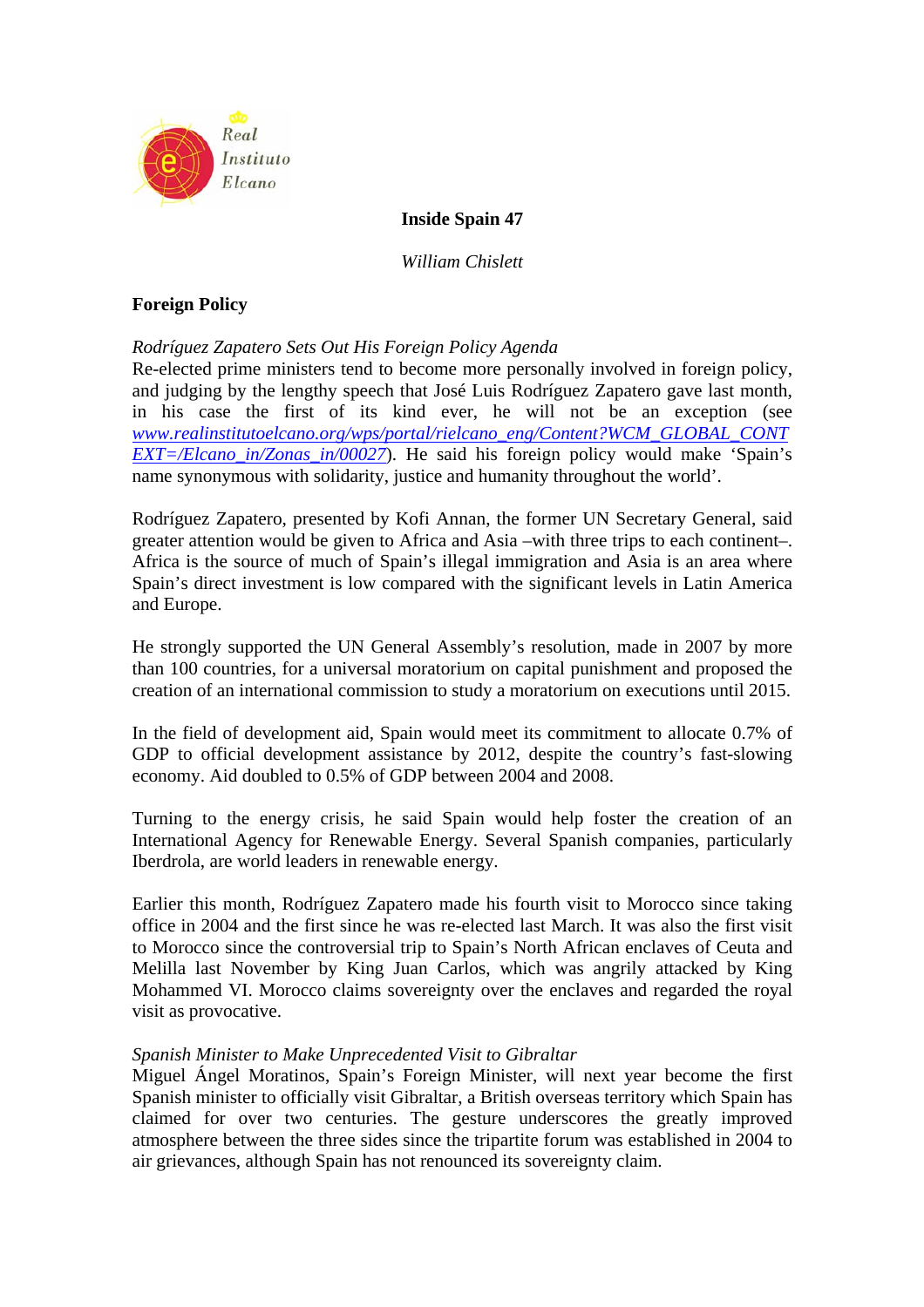**Inside Spain 47**

*William Chislett*

## Foreign Policy

*Rodríguez Zapatero Sets Out His Foreign Policy Agenda*

Re-elected prime ministers tend to become more personally involved in foreign policy, and judging by the lengthy speech that José Luis Rodríguez Zapatero gave last month, in his case the first of its kind ever, he will not be an exception (see [www.realinstitutoelcano.org/wps/portal/rielcano_eng/Content?WCM_GLOBAL_CONTEXT=/Elcano_in/Zonas_in/00027](www.realinstitutoelcano.org/wps/portal/rielcano_eng/Content?WCM_GLOBAL_CONTEXT=/Elcano_in/Zonas_in/00027)). He said his foreign policy would make 'Spain's name synonymous with solidarity, justice and humanity throughout the world'.

Rodríguez Zapatero, presented by Kofi Annan, the former UN Secretary General, said greater attention would be given to Africa and Asia –with three trips to each continent–. Africa is the source of much of Spain's illegal immigration and Asia is an area where Spain's direct investment is low compared with the significant levels in Latin America and Europe.

He strongly supported the UN General Assembly's resolution, made in 2007 by more than 100 countries, for a universal moratorium on capital punishment and proposed the creation of an international commission to study a moratorium on executions until 2015.

In the field of development aid, Spain would meet its commitment to allocate 0.7% of GDP to official development assistance by 2012, despite the country's fast-slowing economy. Aid doubled to 0.5% of GDP between 2004 and 2008.

Turning to the energy crisis, he said Spain would help foster the creation of an International Agency for Renewable Energy. Several Spanish companies, particularly Iberdrola, are world leaders in renewable energy.

Earlier this month, Rodríguez Zapatero made his fourth visit to Morocco since taking office in 2004 and the first since he was re-elected last March. It was also the first visit to Morocco since the controversial trip to Spain's North African enclaves of Ceuta and Melilla last November by King Juan Carlos, which was angrily attacked by King Mohammed VI. Morocco claims sovereignty over the enclaves and regarded the royal visit as provocative.

*Spanish Minister to Make Unprecedented Visit to Gibraltar*

Miguel Ángel Moratinos, Spain's Foreign Minister, will next year become the first Spanish minister to officially visit Gibraltar, a British overseas territory which Spain has claimed for over two centuries. The gesture underscores the greatly improved atmosphere between the three sides since the tripartite forum was established in 2004 to air grievances, although Spain has not renounced its sovereignty claim.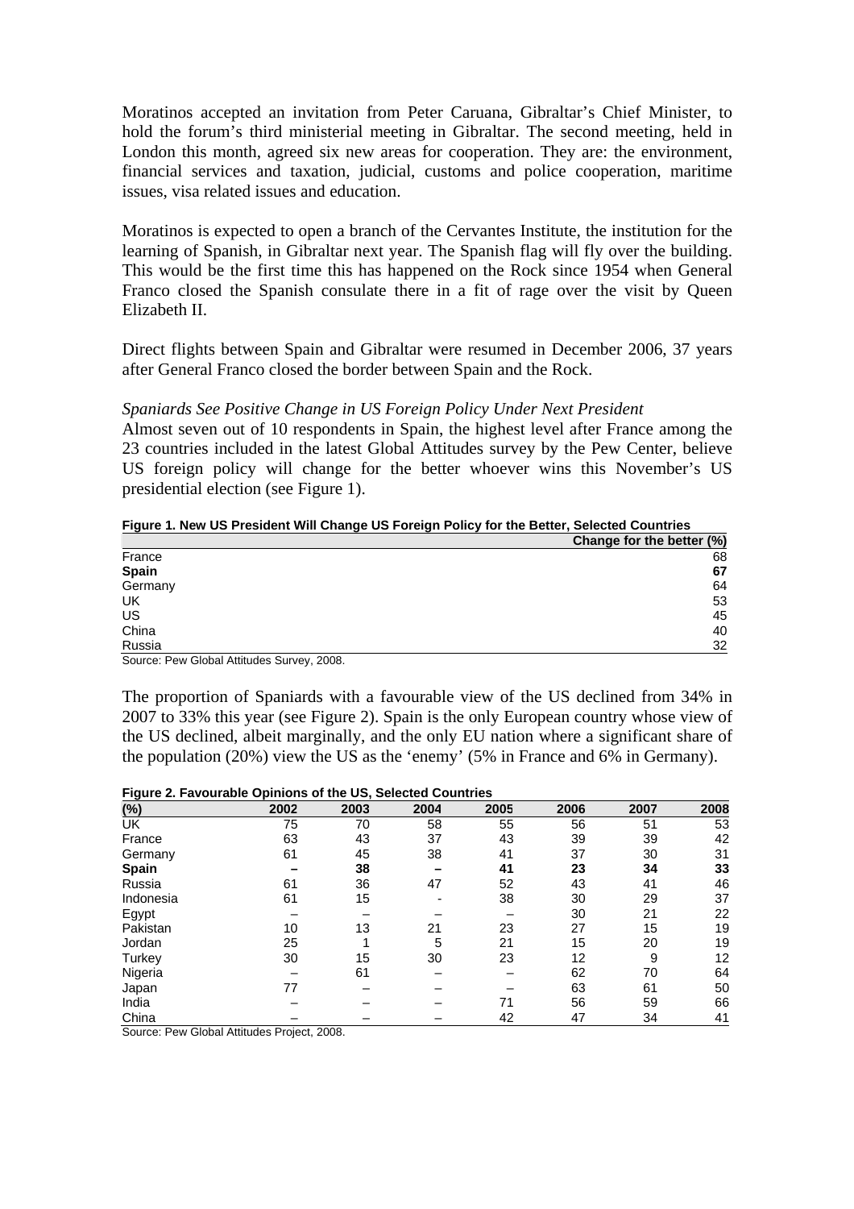Moratinos accepted an invitation from Peter Caruana, Gibraltar's Chief Minister, to hold the forum's third ministerial meeting in Gibraltar. The second meeting, held in London this month, agreed six new areas for cooperation. They are: the environment, financial services and taxation, judicial, customs and police cooperation, maritime issues, visa related issues and education.

Moratinos is expected to open a branch of the Cervantes Institute, the institution for the learning of Spanish, in Gibraltar next year. The Spanish flag will fly over the building. This would be the first time this has happened on the Rock since 1954 when General Franco closed the Spanish consulate there in a fit of rage over the visit by Queen Elizabeth II.

Direct flights between Spain and Gibraltar were resumed in December 2006, 37 years after General Franco closed the border between Spain and the Rock.

*Spaniards See Positive Change in US Foreign Policy Under Next President*

Almost seven out of 10 respondents in Spain, the highest level after France among the 23 countries included in the latest Global Attitudes survey by the Pew Center, believe US foreign policy will change for the better whoever wins this November's US presidential election (see Figure 1).

**Figure 1. New US President Will Change US Foreign Policy for the Better, Selected Countries**

| | Change for the better (%) |
|---|---|
| France | 68 |
| **Spain** | **67** |
| Germany | 64 |
| UK | 53 |
| US | 45 |
| China | 40 |
| Russia | 32 |

Source: Pew Global Attitudes Survey, 2008.

The proportion of Spaniards with a favourable view of the US declined from 34% in 2007 to 33% this year (see Figure 2). Spain is the only European country whose view of the US declined, albeit marginally, and the only EU nation where a significant share of the population (20%) view the US as the 'enemy' (5% in France and 6% in Germany).

**Figure 2. Favourable Opinions of the US, Selected Countries**

| (%) | 2002 | 2003 | 2004 | 2005 | 2006 | 2007 | 2008 |
|---|---|---|---|---|---|---|---|
| UK | 75 | 70 | 58 | 55 | 56 | 51 | 53 |
| France | 63 | 43 | 37 | 43 | 39 | 39 | 42 |
| Germany | 61 | 45 | 38 | 41 | 37 | 30 | 31 |
| **Spain** | **–** | **38** | **–** | **41** | **23** | **34** | **33** |
| Russia | 61 | 36 | 47 | 52 | 43 | 41 | 46 |
| Indonesia | 61 | 15 | - | 38 | 30 | 29 | 37 |
| Egypt | – | – | – | – | 30 | 21 | 22 |
| Pakistan | 10 | 13 | 21 | 23 | 27 | 15 | 19 |
| Jordan | 25 | 1 | 5 | 21 | 15 | 20 | 19 |
| Turkey | 30 | 15 | 30 | 23 | 12 | 9 | 12 |
| Nigeria | – | 61 | – | – | 62 | 70 | 64 |
| Japan | 77 | – | – | – | 63 | 61 | 50 |
| India | – | – | – | 71 | 56 | 59 | 66 |
| China | – | – | – | 42 | 47 | 34 | 41 |

Source: Pew Global Attitudes Project, 2008.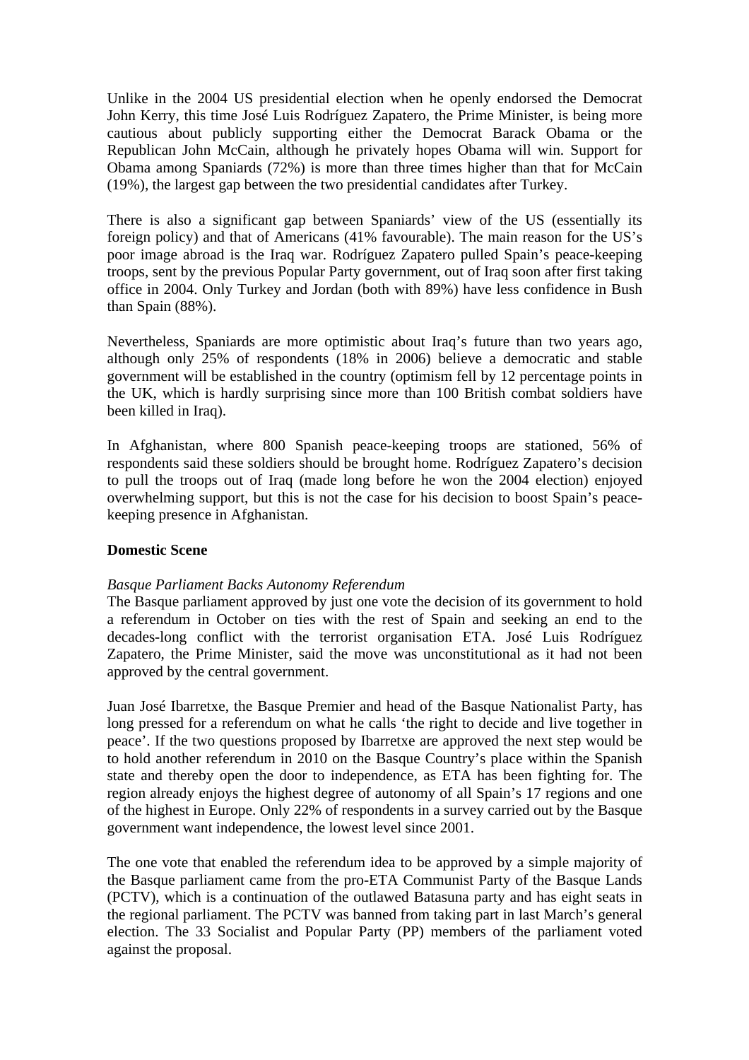Unlike in the 2004 US presidential election when he openly endorsed the Democrat John Kerry, this time José Luis Rodríguez Zapatero, the Prime Minister, is being more cautious about publicly supporting either the Democrat Barack Obama or the Republican John McCain, although he privately hopes Obama will win. Support for Obama among Spaniards (72%) is more than three times higher than that for McCain (19%), the largest gap between the two presidential candidates after Turkey.

There is also a significant gap between Spaniards' view of the US (essentially its foreign policy) and that of Americans (41% favourable). The main reason for the US's poor image abroad is the Iraq war. Rodríguez Zapatero pulled Spain's peace-keeping troops, sent by the previous Popular Party government, out of Iraq soon after first taking office in 2004. Only Turkey and Jordan (both with 89%) have less confidence in Bush than Spain (88%).

Nevertheless, Spaniards are more optimistic about Iraq's future than two years ago, although only 25% of respondents (18% in 2006) believe a democratic and stable government will be established in the country (optimism fell by 12 percentage points in the UK, which is hardly surprising since more than 100 British combat soldiers have been killed in Iraq).

In Afghanistan, where 800 Spanish peace-keeping troops are stationed, 56% of respondents said these soldiers should be brought home. Rodríguez Zapatero's decision to pull the troops out of Iraq (made long before he won the 2004 election) enjoyed overwhelming support, but this is not the case for his decision to boost Spain's peace-keeping presence in Afghanistan.

## Domestic Scene

*Basque Parliament Backs Autonomy Referendum*

The Basque parliament approved by just one vote the decision of its government to hold a referendum in October on ties with the rest of Spain and seeking an end to the decades-long conflict with the terrorist organisation ETA. José Luis Rodríguez Zapatero, the Prime Minister, said the move was unconstitutional as it had not been approved by the central government.

Juan José Ibarretxe, the Basque Premier and head of the Basque Nationalist Party, has long pressed for a referendum on what he calls 'the right to decide and live together in peace'. If the two questions proposed by Ibarretxe are approved the next step would be to hold another referendum in 2010 on the Basque Country's place within the Spanish state and thereby open the door to independence, as ETA has been fighting for. The region already enjoys the highest degree of autonomy of all Spain's 17 regions and one of the highest in Europe. Only 22% of respondents in a survey carried out by the Basque government want independence, the lowest level since 2001.

The one vote that enabled the referendum idea to be approved by a simple majority of the Basque parliament came from the pro-ETA Communist Party of the Basque Lands (PCTV), which is a continuation of the outlawed Batasuna party and has eight seats in the regional parliament. The PCTV was banned from taking part in last March's general election. The 33 Socialist and Popular Party (PP) members of the parliament voted against the proposal.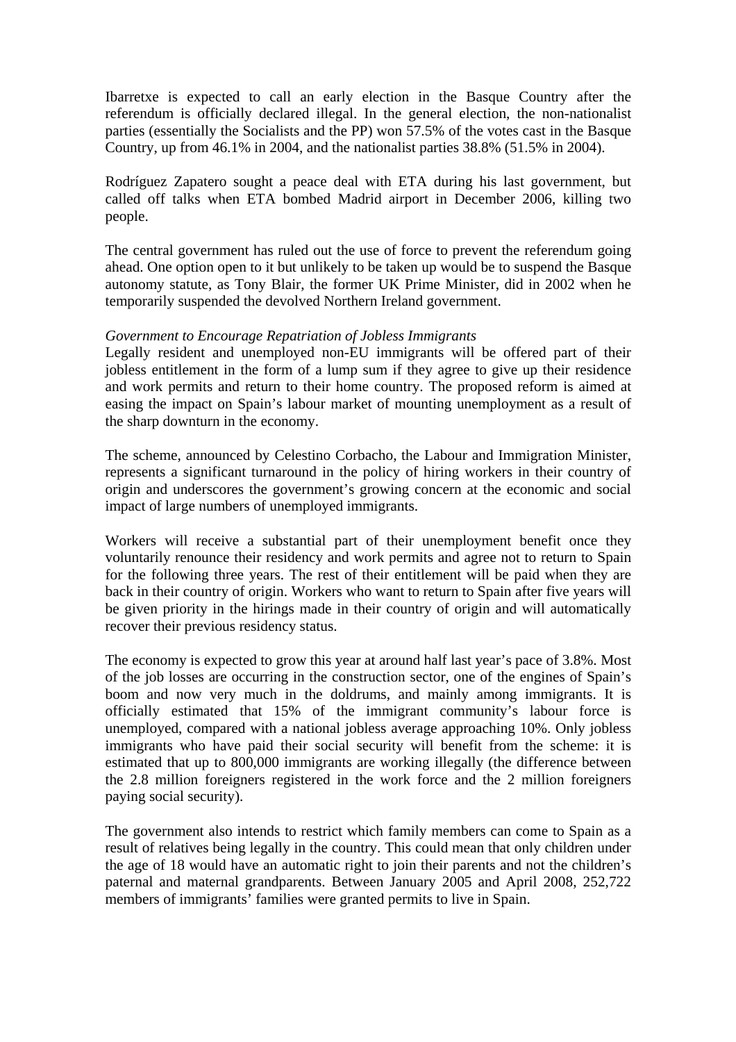Ibarretxe is expected to call an early election in the Basque Country after the referendum is officially declared illegal. In the general election, the non-nationalist parties (essentially the Socialists and the PP) won 57.5% of the votes cast in the Basque Country, up from 46.1% in 2004, and the nationalist parties 38.8% (51.5% in 2004).

Rodríguez Zapatero sought a peace deal with ETA during his last government, but called off talks when ETA bombed Madrid airport in December 2006, killing two people.

The central government has ruled out the use of force to prevent the referendum going ahead. One option open to it but unlikely to be taken up would be to suspend the Basque autonomy statute, as Tony Blair, the former UK Prime Minister, did in 2002 when he temporarily suspended the devolved Northern Ireland government.

*Government to Encourage Repatriation of Jobless Immigrants*
Legally resident and unemployed non-EU immigrants will be offered part of their jobless entitlement in the form of a lump sum if they agree to give up their residence and work permits and return to their home country. The proposed reform is aimed at easing the impact on Spain's labour market of mounting unemployment as a result of the sharp downturn in the economy.

The scheme, announced by Celestino Corbacho, the Labour and Immigration Minister, represents a significant turnaround in the policy of hiring workers in their country of origin and underscores the government's growing concern at the economic and social impact of large numbers of unemployed immigrants.

Workers will receive a substantial part of their unemployment benefit once they voluntarily renounce their residency and work permits and agree not to return to Spain for the following three years. The rest of their entitlement will be paid when they are back in their country of origin. Workers who want to return to Spain after five years will be given priority in the hirings made in their country of origin and will automatically recover their previous residency status.

The economy is expected to grow this year at around half last year's pace of 3.8%. Most of the job losses are occurring in the construction sector, one of the engines of Spain's boom and now very much in the doldrums, and mainly among immigrants. It is officially estimated that 15% of the immigrant community's labour force is unemployed, compared with a national jobless average approaching 10%. Only jobless immigrants who have paid their social security will benefit from the scheme: it is estimated that up to 800,000 immigrants are working illegally (the difference between the 2.8 million foreigners registered in the work force and the 2 million foreigners paying social security).

The government also intends to restrict which family members can come to Spain as a result of relatives being legally in the country. This could mean that only children under the age of 18 would have an automatic right to join their parents and not the children's paternal and maternal grandparents. Between January 2005 and April 2008, 252,722 members of immigrants' families were granted permits to live in Spain.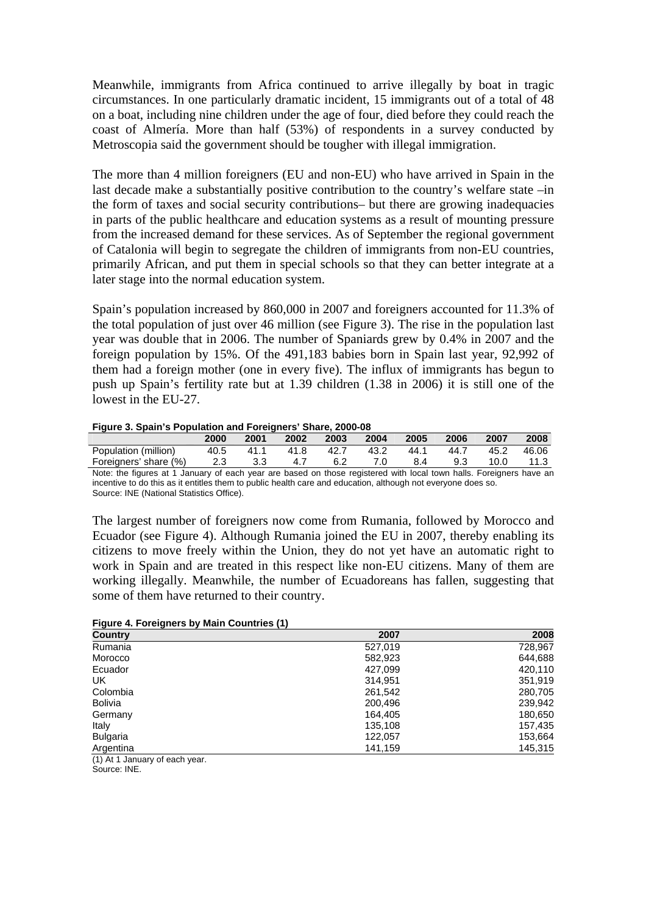Meanwhile, immigrants from Africa continued to arrive illegally by boat in tragic circumstances. In one particularly dramatic incident, 15 immigrants out of a total of 48 on a boat, including nine children under the age of four, died before they could reach the coast of Almería. More than half (53%) of respondents in a survey conducted by Metroscopia said the government should be tougher with illegal immigration.

The more than 4 million foreigners (EU and non-EU) who have arrived in Spain in the last decade make a substantially positive contribution to the country's welfare state –in the form of taxes and social security contributions– but there are growing inadequacies in parts of the public healthcare and education systems as a result of mounting pressure from the increased demand for these services. As of September the regional government of Catalonia will begin to segregate the children of immigrants from non-EU countries, primarily African, and put them in special schools so that they can better integrate at a later stage into the normal education system.

Spain's population increased by 860,000 in 2007 and foreigners accounted for 11.3% of the total population of just over 46 million (see Figure 3). The rise in the population last year was double that in 2006. The number of Spaniards grew by 0.4% in 2007 and the foreign population by 15%. Of the 491,183 babies born in Spain last year, 92,992 of them had a foreign mother (one in every five). The influx of immigrants has begun to push up Spain's fertility rate but at 1.39 children (1.38 in 2006) it is still one of the lowest in the EU-27.

**Figure 3. Spain's Population and Foreigners' Share, 2000-08**

| | 2000 | 2001 | 2002 | 2003 | 2004 | 2005 | 2006 | 2007 | 2008 |
|---|---|---|---|---|---|---|---|---|---|
| Population (million) | 40.5 | 41.1 | 41.8 | 42.7 | 43.2 | 44.1 | 44.7 | 45.2 | 46.06 |
| Foreigners' share (%) | 2.3 | 3.3 | 4.7 | 6.2 | 7.0 | 8.4 | 9.3 | 10.0 | 11.3 |

Note: the figures at 1 January of each year are based on those registered with local town halls. Foreigners have an incentive to do this as it entitles them to public health care and education, although not everyone does so.
Source: INE (National Statistics Office).

The largest number of foreigners now come from Rumania, followed by Morocco and Ecuador (see Figure 4). Although Rumania joined the EU in 2007, thereby enabling its citizens to move freely within the Union, they do not yet have an automatic right to work in Spain and are treated in this respect like non-EU citizens. Many of them are working illegally. Meanwhile, the number of Ecuadoreans has fallen, suggesting that some of them have returned to their country.

**Figure 4. Foreigners by Main Countries (1)**

| Country | 2007 | 2008 |
|---|---|---|
| Rumania | 527,019 | 728,967 |
| Morocco | 582,923 | 644,688 |
| Ecuador | 427,099 | 420,110 |
| UK | 314,951 | 351,919 |
| Colombia | 261,542 | 280,705 |
| Bolivia | 200,496 | 239,942 |
| Germany | 164,405 | 180,650 |
| Italy | 135,108 | 157,435 |
| Bulgaria | 122,057 | 153,664 |
| Argentina | 141,159 | 145,315 |

(1) At 1 January of each year.
Source: INE.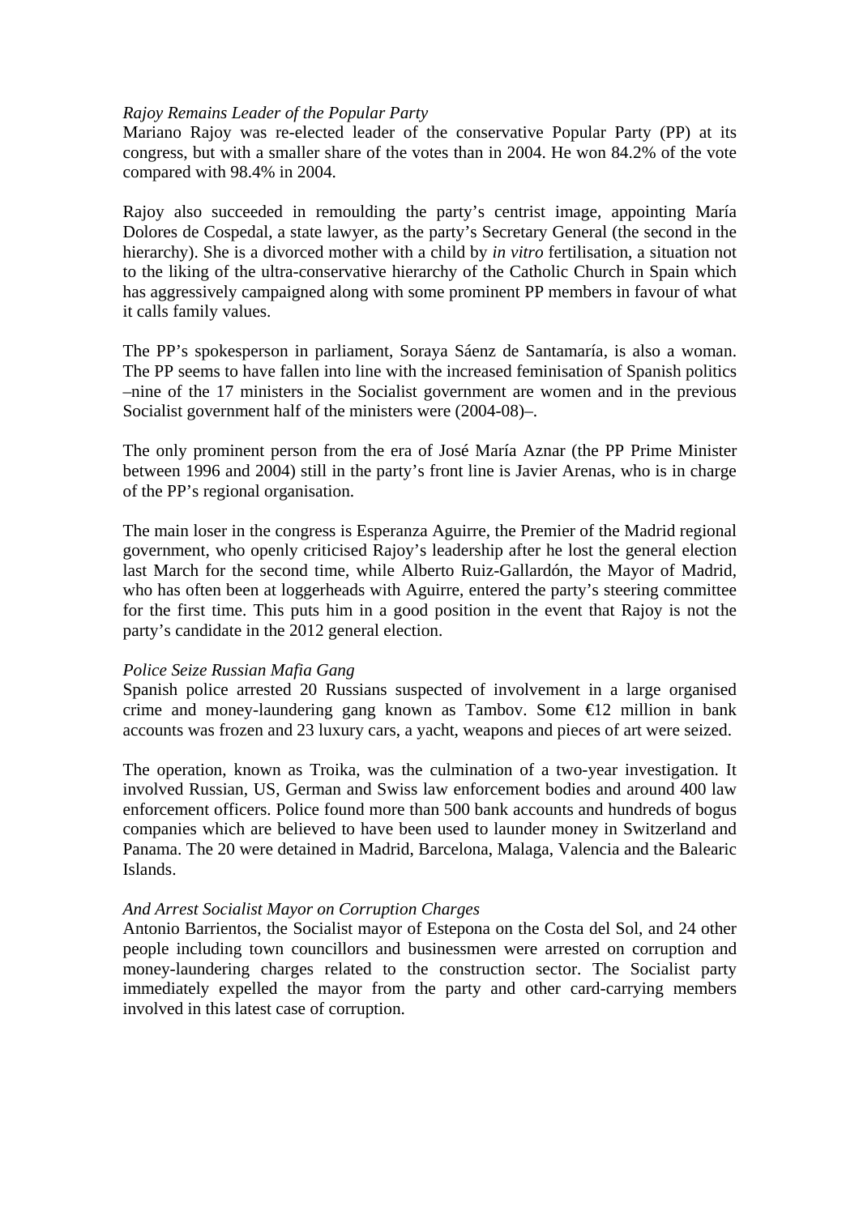*Rajoy Remains Leader of the Popular Party*
Mariano Rajoy was re-elected leader of the conservative Popular Party (PP) at its congress, but with a smaller share of the votes than in 2004. He won 84.2% of the vote compared with 98.4% in 2004.

Rajoy also succeeded in remoulding the party's centrist image, appointing María Dolores de Cospedal, a state lawyer, as the party's Secretary General (the second in the hierarchy). She is a divorced mother with a child by *in vitro* fertilisation, a situation not to the liking of the ultra-conservative hierarchy of the Catholic Church in Spain which has aggressively campaigned along with some prominent PP members in favour of what it calls family values.

The PP's spokesperson in parliament, Soraya Sáenz de Santamaría, is also a woman. The PP seems to have fallen into line with the increased feminisation of Spanish politics –nine of the 17 ministers in the Socialist government are women and in the previous Socialist government half of the ministers were (2004-08)–.

The only prominent person from the era of José María Aznar (the PP Prime Minister between 1996 and 2004) still in the party's front line is Javier Arenas, who is in charge of the PP's regional organisation.

The main loser in the congress is Esperanza Aguirre, the Premier of the Madrid regional government, who openly criticised Rajoy's leadership after he lost the general election last March for the second time, while Alberto Ruiz-Gallardón, the Mayor of Madrid, who has often been at loggerheads with Aguirre, entered the party's steering committee for the first time. This puts him in a good position in the event that Rajoy is not the party's candidate in the 2012 general election.

*Police Seize Russian Mafia Gang*
Spanish police arrested 20 Russians suspected of involvement in a large organised crime and money-laundering gang known as Tambov. Some €12 million in bank accounts was frozen and 23 luxury cars, a yacht, weapons and pieces of art were seized.

The operation, known as Troika, was the culmination of a two-year investigation. It involved Russian, US, German and Swiss law enforcement bodies and around 400 law enforcement officers. Police found more than 500 bank accounts and hundreds of bogus companies which are believed to have been used to launder money in Switzerland and Panama. The 20 were detained in Madrid, Barcelona, Malaga, Valencia and the Balearic Islands.

*And Arrest Socialist Mayor on Corruption Charges*
Antonio Barrientos, the Socialist mayor of Estepona on the Costa del Sol, and 24 other people including town councillors and businessmen were arrested on corruption and money-laundering charges related to the construction sector. The Socialist party immediately expelled the mayor from the party and other card-carrying members involved in this latest case of corruption.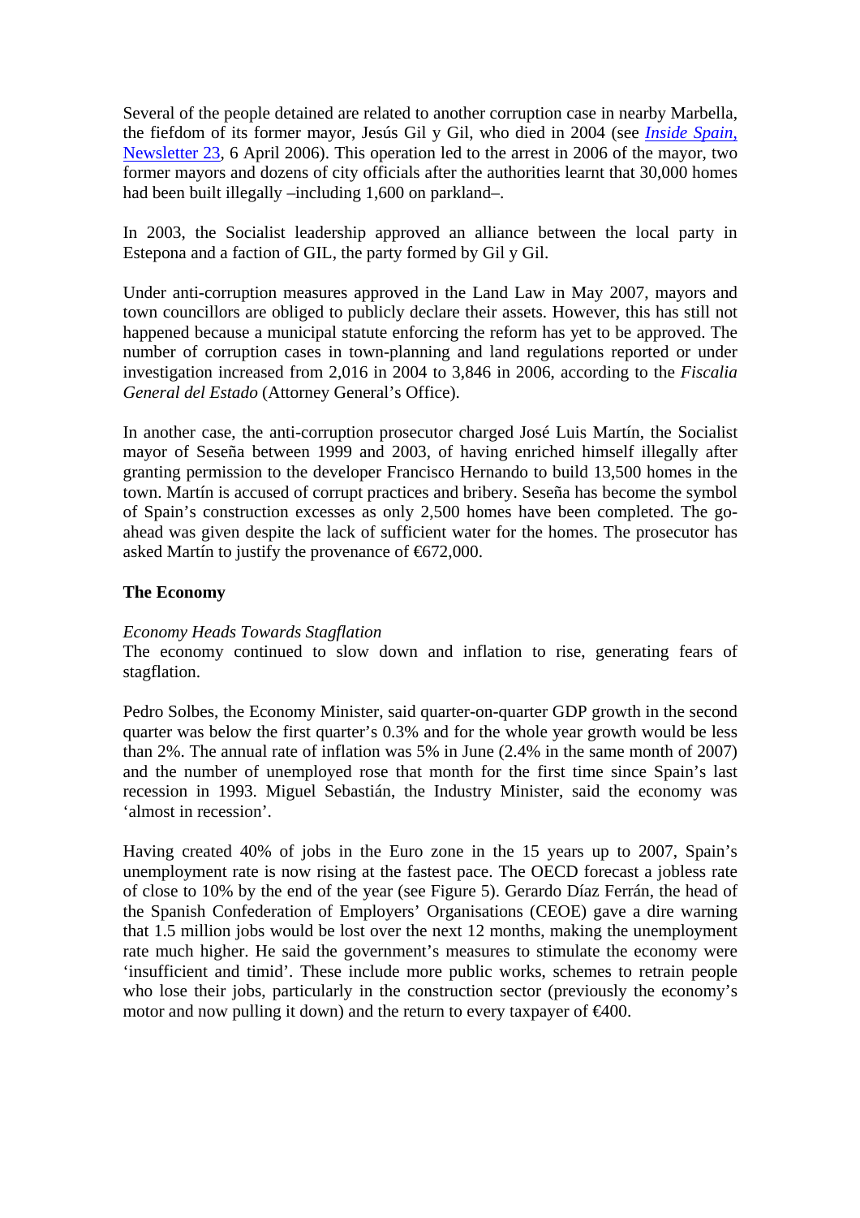Several of the people detained are related to another corruption case in nearby Marbella, the fiefdom of its former mayor, Jesús Gil y Gil, who died in 2004 (see [*Inside Spain*, Newsletter 23](), 6 April 2006). This operation led to the arrest in 2006 of the mayor, two former mayors and dozens of city officials after the authorities learnt that 30,000 homes had been built illegally –including 1,600 on parkland–.

In 2003, the Socialist leadership approved an alliance between the local party in Estepona and a faction of GIL, the party formed by Gil y Gil.

Under anti-corruption measures approved in the Land Law in May 2007, mayors and town councillors are obliged to publicly declare their assets. However, this has still not happened because a municipal statute enforcing the reform has yet to be approved. The number of corruption cases in town-planning and land regulations reported or under investigation increased from 2,016 in 2004 to 3,846 in 2006, according to the *Fiscalia General del Estado* (Attorney General's Office).

In another case, the anti-corruption prosecutor charged José Luis Martín, the Socialist mayor of Seseña between 1999 and 2003, of having enriched himself illegally after granting permission to the developer Francisco Hernando to build 13,500 homes in the town. Martín is accused of corrupt practices and bribery. Seseña has become the symbol of Spain's construction excesses as only 2,500 homes have been completed. The go-ahead was given despite the lack of sufficient water for the homes. The prosecutor has asked Martín to justify the provenance of €672,000.

## The Economy

*Economy Heads Towards Stagflation*

The economy continued to slow down and inflation to rise, generating fears of stagflation.

Pedro Solbes, the Economy Minister, said quarter-on-quarter GDP growth in the second quarter was below the first quarter's 0.3% and for the whole year growth would be less than 2%. The annual rate of inflation was 5% in June (2.4% in the same month of 2007) and the number of unemployed rose that month for the first time since Spain's last recession in 1993. Miguel Sebastián, the Industry Minister, said the economy was 'almost in recession'.

Having created 40% of jobs in the Euro zone in the 15 years up to 2007, Spain's unemployment rate is now rising at the fastest pace. The OECD forecast a jobless rate of close to 10% by the end of the year (see Figure 5). Gerardo Díaz Ferrán, the head of the Spanish Confederation of Employers' Organisations (CEOE) gave a dire warning that 1.5 million jobs would be lost over the next 12 months, making the unemployment rate much higher. He said the government's measures to stimulate the economy were 'insufficient and timid'. These include more public works, schemes to retrain people who lose their jobs, particularly in the construction sector (previously the economy's motor and now pulling it down) and the return to every taxpayer of €400.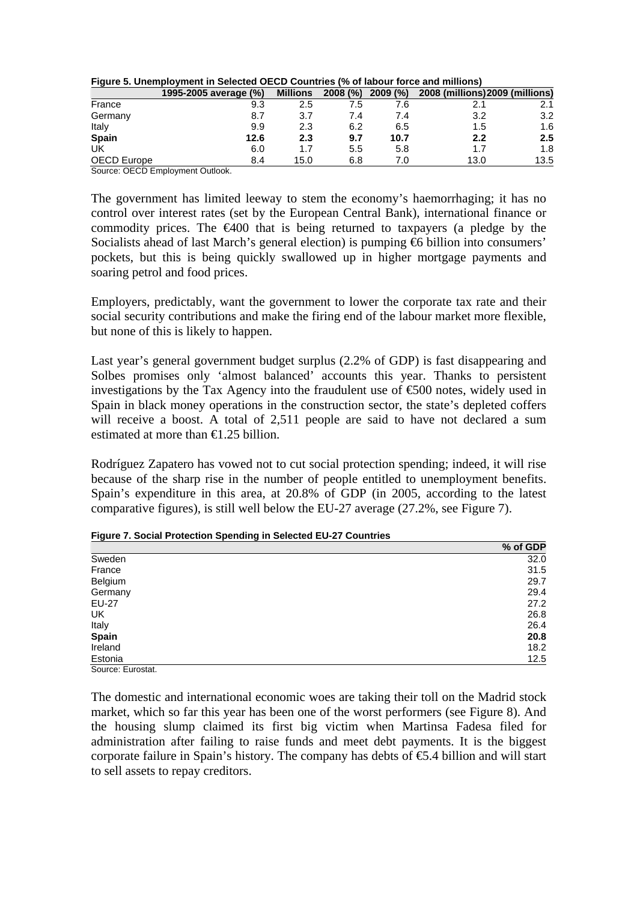**Figure 5. Unemployment in Selected OECD Countries (% of labour force and millions)**

| | 1995-2005 average (%) | Millions | 2008 (%) | 2009 (%) | 2008 (millions) | 2009 (millions) |
|---|---|---|---|---|---|---|
| France | 9.3 | 2.5 | 7.5 | 7.6 | 2.1 | 2.1 |
| Germany | 8.7 | 3.7 | 7.4 | 7.4 | 3.2 | 3.2 |
| Italy | 9.9 | 2.3 | 6.2 | 6.5 | 1.5 | 1.6 |
| **Spain** | **12.6** | **2.3** | **9.7** | **10.7** | **2.2** | **2.5** |
| UK | 6.0 | 1.7 | 5.5 | 5.8 | 1.7 | 1.8 |
| OECD Europe | 8.4 | 15.0 | 6.8 | 7.0 | 13.0 | 13.5 |

Source: OECD Employment Outlook.

The government has limited leeway to stem the economy's haemorrhaging; it has no control over interest rates (set by the European Central Bank), international finance or commodity prices. The €400 that is being returned to taxpayers (a pledge by the Socialists ahead of last March's general election) is pumping €6 billion into consumers' pockets, but this is being quickly swallowed up in higher mortgage payments and soaring petrol and food prices.

Employers, predictably, want the government to lower the corporate tax rate and their social security contributions and make the firing end of the labour market more flexible, but none of this is likely to happen.

Last year's general government budget surplus (2.2% of GDP) is fast disappearing and Solbes promises only 'almost balanced' accounts this year. Thanks to persistent investigations by the Tax Agency into the fraudulent use of €500 notes, widely used in Spain in black money operations in the construction sector, the state's depleted coffers will receive a boost. A total of 2,511 people are said to have not declared a sum estimated at more than €1.25 billion.

Rodríguez Zapatero has vowed not to cut social protection spending; indeed, it will rise because of the sharp rise in the number of people entitled to unemployment benefits. Spain's expenditure in this area, at 20.8% of GDP (in 2005, according to the latest comparative figures), is still well below the EU-27 average (27.2%, see Figure 7).

**Figure 7. Social Protection Spending in Selected EU-27 Countries**

| | % of GDP |
|---|---|
| Sweden | 32.0 |
| France | 31.5 |
| Belgium | 29.7 |
| Germany | 29.4 |
| EU-27 | 27.2 |
| UK | 26.8 |
| Italy | 26.4 |
| **Spain** | **20.8** |
| Ireland | 18.2 |
| Estonia | 12.5 |

Source: Eurostat.

The domestic and international economic woes are taking their toll on the Madrid stock market, which so far this year has been one of the worst performers (see Figure 8). And the housing slump claimed its first big victim when Martinsa Fadesa filed for administration after failing to raise funds and meet debt payments. It is the biggest corporate failure in Spain's history. The company has debts of €5.4 billion and will start to sell assets to repay creditors.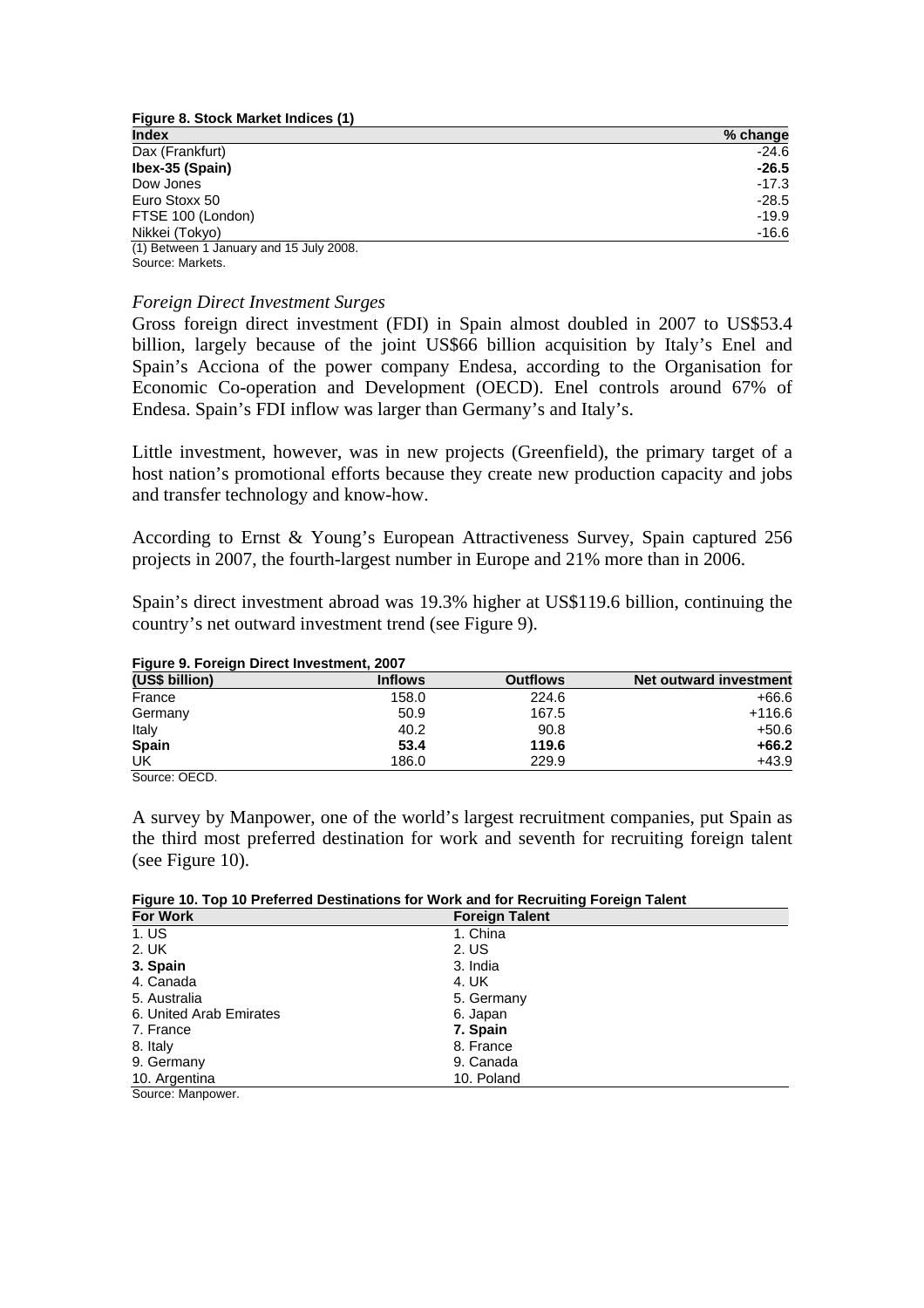**Figure 8. Stock Market Indices (1)**

| Index | % change |
|---|---|
| Dax (Frankfurt) | -24.6 |
| **Ibex-35 (Spain)** | **-26.5** |
| Dow Jones | -17.3 |
| Euro Stoxx 50 | -28.5 |
| FTSE 100 (London) | -19.9 |
| Nikkei (Tokyo) | -16.6 |

(1) Between 1 January and 15 July 2008.
Source: Markets.

*Foreign Direct Investment Surges*

Gross foreign direct investment (FDI) in Spain almost doubled in 2007 to US$53.4 billion, largely because of the joint US$66 billion acquisition by Italy's Enel and Spain's Acciona of the power company Endesa, according to the Organisation for Economic Co-operation and Development (OECD). Enel controls around 67% of Endesa. Spain's FDI inflow was larger than Germany's and Italy's.

Little investment, however, was in new projects (Greenfield), the primary target of a host nation's promotional efforts because they create new production capacity and jobs and transfer technology and know-how.

According to Ernst & Young's European Attractiveness Survey, Spain captured 256 projects in 2007, the fourth-largest number in Europe and 21% more than in 2006.

Spain's direct investment abroad was 19.3% higher at US$119.6 billion, continuing the country's net outward investment trend (see Figure 9).

**Figure 9. Foreign Direct Investment, 2007**

| (US$ billion) | Inflows | Outflows | Net outward investment |
|---|---|---|---|
| France | 158.0 | 224.6 | +66.6 |
| Germany | 50.9 | 167.5 | +116.6 |
| Italy | 40.2 | 90.8 | +50.6 |
| **Spain** | **53.4** | **119.6** | **+66.2** |
| UK | 186.0 | 229.9 | +43.9 |

Source: OECD.

A survey by Manpower, one of the world's largest recruitment companies, put Spain as the third most preferred destination for work and seventh for recruiting foreign talent (see Figure 10).

**Figure 10. Top 10 Preferred Destinations for Work and for Recruiting Foreign Talent**

| For Work | Foreign Talent |
|---|---|
| 1. US | 1. China |
| 2. UK | 2. US |
| **3. Spain** | 3. India |
| 4. Canada | 4. UK |
| 5. Australia | 5. Germany |
| 6. United Arab Emirates | 6. Japan |
| 7. France | **7. Spain** |
| 8. Italy | 8. France |
| 9. Germany | 9. Canada |
| 10. Argentina | 10. Poland |

Source: Manpower.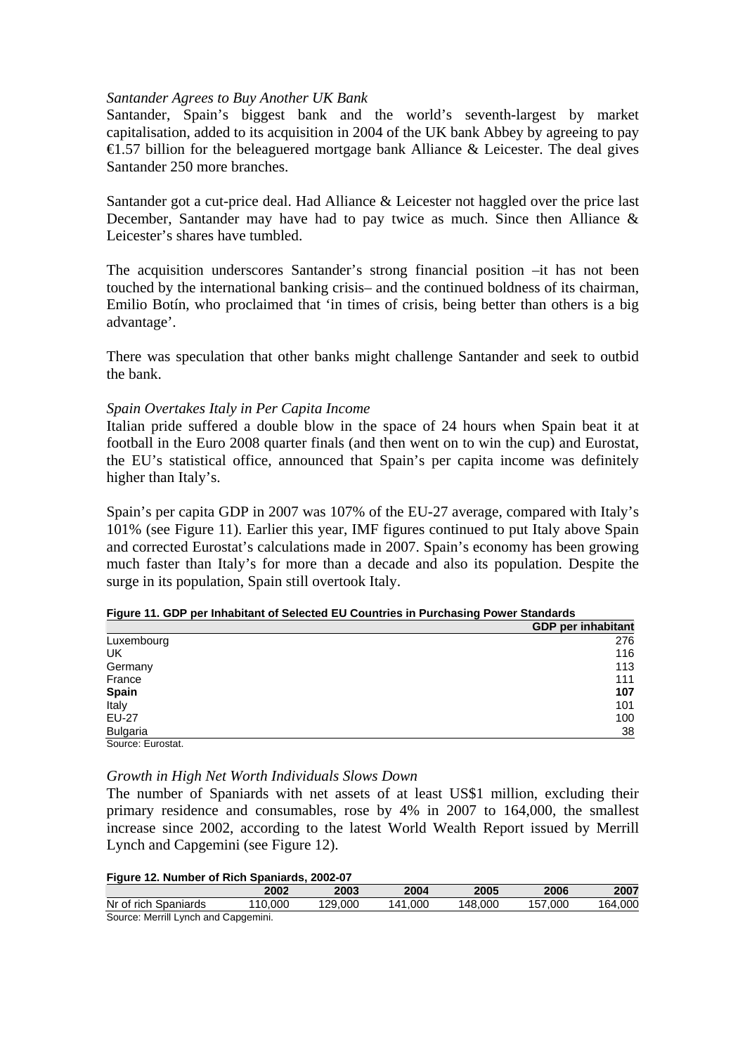*Santander Agrees to Buy Another UK Bank*

Santander, Spain's biggest bank and the world's seventh-largest by market capitalisation, added to its acquisition in 2004 of the UK bank Abbey by agreeing to pay €1.57 billion for the beleaguered mortgage bank Alliance & Leicester. The deal gives Santander 250 more branches.

Santander got a cut-price deal. Had Alliance & Leicester not haggled over the price last December, Santander may have had to pay twice as much. Since then Alliance & Leicester's shares have tumbled.

The acquisition underscores Santander's strong financial position –it has not been touched by the international banking crisis– and the continued boldness of its chairman, Emilio Botín, who proclaimed that 'in times of crisis, being better than others is a big advantage'.

There was speculation that other banks might challenge Santander and seek to outbid the bank.

*Spain Overtakes Italy in Per Capita Income*

Italian pride suffered a double blow in the space of 24 hours when Spain beat it at football in the Euro 2008 quarter finals (and then went on to win the cup) and Eurostat, the EU's statistical office, announced that Spain's per capita income was definitely higher than Italy's.

Spain's per capita GDP in 2007 was 107% of the EU-27 average, compared with Italy's 101% (see Figure 11). Earlier this year, IMF figures continued to put Italy above Spain and corrected Eurostat's calculations made in 2007. Spain's economy has been growing much faster than Italy's for more than a decade and also its population. Despite the surge in its population, Spain still overtook Italy.

**Figure 11. GDP per Inhabitant of Selected EU Countries in Purchasing Power Standards**

| | GDP per inhabitant |
|---|---|
| Luxembourg | 276 |
| UK | 116 |
| Germany | 113 |
| France | 111 |
| **Spain** | **107** |
| Italy | 101 |
| EU-27 | 100 |
| Bulgaria | 38 |

Source: Eurostat.

*Growth in High Net Worth Individuals Slows Down*

The number of Spaniards with net assets of at least US$1 million, excluding their primary residence and consumables, rose by 4% in 2007 to 164,000, the smallest increase since 2002, according to the latest World Wealth Report issued by Merrill Lynch and Capgemini (see Figure 12).

**Figure 12. Number of Rich Spaniards, 2002-07**

| | 2002 | 2003 | 2004 | 2005 | 2006 | 2007 |
|---|---|---|---|---|---|---|
| Nr of rich Spaniards | 110,000 | 129,000 | 141,000 | 148,000 | 157,000 | 164,000 |

Source: Merrill Lynch and Capgemini.